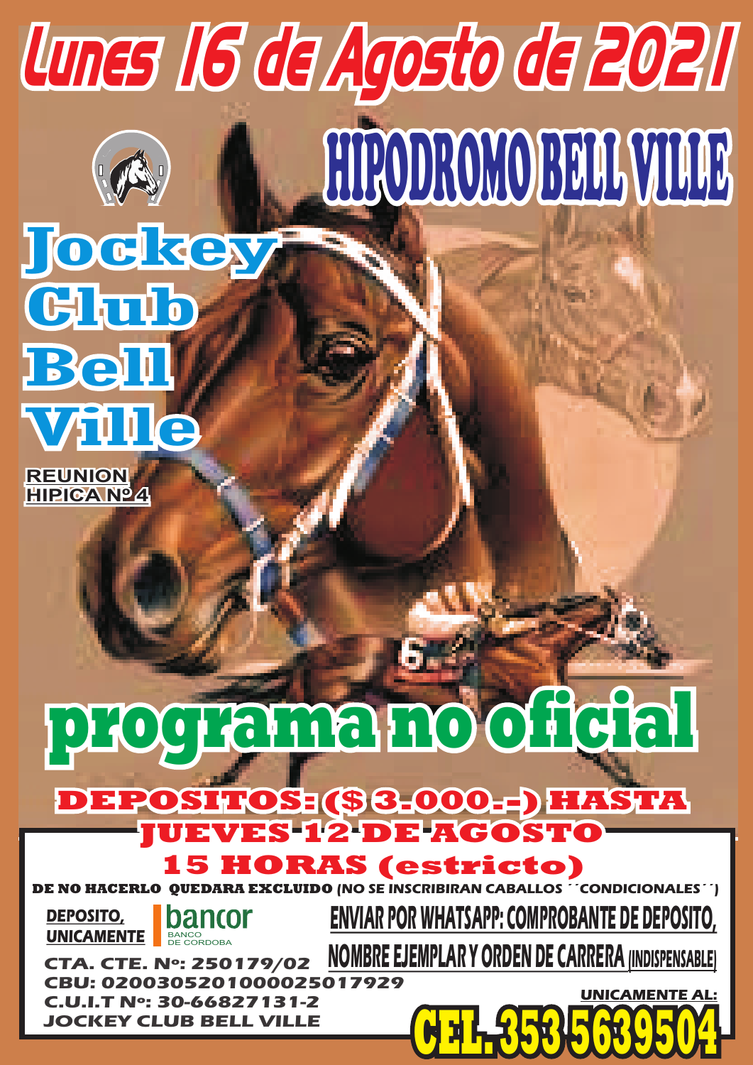# Lunes 16 de Agosto de 2021

# HIPODROMO BELL VILLE

## Jockey Club Bell Ville

**REUNION HIPICA Nº 4**

# programa no oficial

**DEPOSITOS: ($ 3.000.-) HASTA JUEVES 12 DE AGOSTO 15 HORAS (estricto)**

**DE NO HACERLO QUEDARA EXCLUIDO** (NO SE INSCRIBIRAN CABALLOS ´´CONDICIONALES´´)

**DEPOSITO, UNICAMENTE** bancor BANCO DE CORDOBA

**CTA. CTE. Nº: 250179/02**
**CBU: 0200305201000025017929**
**C.U.I.T Nº: 30-66827131-2**
**JOCKEY CLUB BELL VILLE**

**ENVIAR POR WHATSAPP: COMPROBANTE DE DEPOSITO, NOMBRE EJEMPLAR Y ORDEN DE CARRERA (INDISPENSABLE)**

**UNICAMENTE AL:**

**CEL. 353 5639504**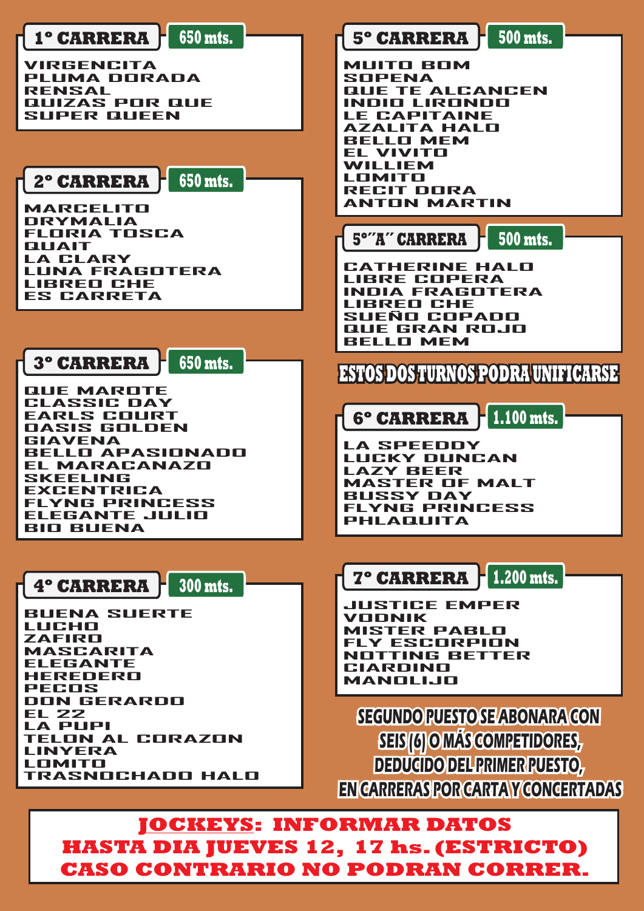## 1° CARRERA 650 mts.

VIRGENCITA
PLUMA DORADA
RENSAL
QUIZAS POR QUE
SUPER QUEEN

## 2° CARRERA 650 mts.

MARCELITO
DRYMALIA
FLORIA TOSCA
QUAIT
LA CLARY
LUNA FRAGOTERA
LIBREO CHE
ES CARRETA

## 3° CARRERA 650 mts.

QUE MAROTE
CLASSIC DAY
EARLS COURT
OASIS GOLDEN
GIAVENA
BELLO APASIONADO
EL MARACANAZO
SKEELING
EXCENTRICA
FLYNG PRINCESS
ELEGANTE JULIO
BIO BUENA

## 4° CARRERA 300 mts.

BUENA SUERTE
LUCHO
ZAFIRO
MASCARITA
ELEGANTE
HEREDERO
PECOS
DON GERARDO
EL 22
LA PUPI
TELON AL CORAZON
LINYERA
LOMITO
TRASNOCHADO HALO

## 5° CARRERA 500 mts.

MUITO BOM
SOPENA
QUE TE ALCANCEN
INDIO LIRONDO
LE CAPITAINE
AZALITA HALO
BELLO MEM
EL VIVITO
WILLIEM
LOMITO
RECIT DORA
ANTON MARTIN

## 5°"A" CARRERA 500 mts.

CATHERINE HALO
LIBRE COPERA
INDIA FRAGOTERA
LIBREO CHE
SUEÑO COPADO
QUE GRAN ROJO
BELLO MEM

**ESTOS DOS TURNOS PODRA UNIFICARSE**

## 6° CARRERA 1.100 mts.

LA SPEEDDY
LUCKY DUNCAN
LAZY BEER
MASTER OF MALT
BUSSY DAY
FLYNG PRINCESS
PHLAQUITA

## 7° CARRERA 1.200 mts.

JUSTICE EMPER
VODNIK
MISTER PABLO
FLY ESCORPION
NOTTING BETTER
CIARDINO
MANOLIJO

**SEGUNDO PUESTO SE ABONARA CON SEIS (6) O MÁS COMPETIDORES, DEDUCIDO DEL PRIMER PUESTO, EN CARRERAS POR CARTA Y CONCERTADAS**

**JOCKEYS: INFORMAR DATOS HASTA DIA JUEVES 12, 17 hs. (ESTRICTO) CASO CONTRARIO NO PODRAN CORRER.**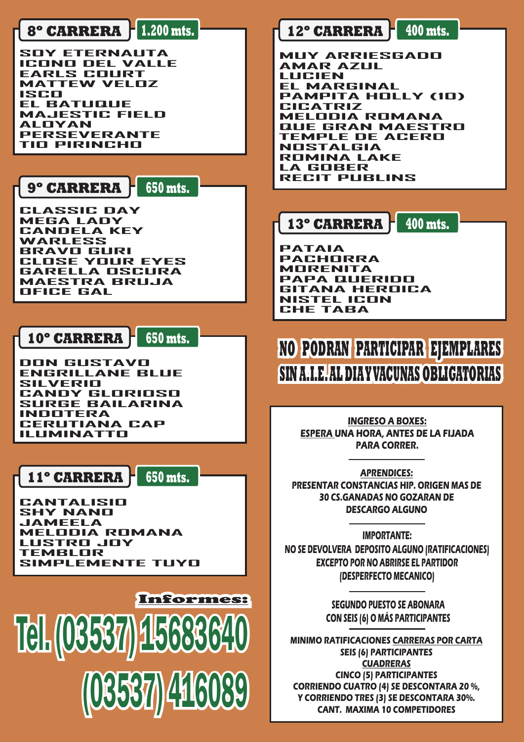## 8° CARRERA — 1.200 mts.

SOY ETERNAUTA
ICONO DEL VALLE
EARLS COURT
MATTEW VELOZ
ISCO
EL BATUQUE
MAJESTIC FIELD
ALOYAN
PERSEVERANTE
TIO PIRINCHO

## 9° CARRERA — 650 mts.

CLASSIC DAY
MEGA LADY
CANDELA KEY
WARLESS
BRAVO GURI
CLOSE YOUR EYES
GARELLA OSCURA
MAESTRA BRUJA
OFICE GAL

## 10° CARRERA — 650 mts.

DON GUSTAVO
ENGRILLANE BLUE
SILVERIO
CANDY GLORIOSO
SURGE BAILARINA
INDOTERA
CERUTIANA CAP
ILUMINATTO

## 11° CARRERA — 650 mts.

CANTALISIO
SHY NANO
JAMEELA
MELODIA ROMANA
LUSTRO JOY
TEMBLOR
SIMPLEMENTE TUYO

**Informes:**

**Tel. (03537) 15683640**
**(03537) 416089**

## 12° CARRERA — 400 mts.

MUY ARRIESGADO
AMAR AZUL
LUCIEN
EL MARGINAL
PAMPITA HOLLY (10)
CICATRIZ
MELODIA ROMANA
QUE GRAN MAESTRO
TEMPLE DE ACERO
NOSTALGIA
ROMINA LAKE
LA GOBER
RECIT PUBLINS

## 13° CARRERA — 400 mts.

PATAIA
PACHORRA
MORENITA
PAPA QUERIDO
GITANA HEROICA
NISTEL ICON
CHE TABA

**NO PODRAN PARTICIPAR EJEMPLARES SIN A.I.E. AL DIA Y VACUNAS OBLIGATORIAS**

**INGRESO A BOXES:**
**ESPERA UNA HORA, ANTES DE LA FIJADA PARA CORRER.**

---

**APRENDICES:**
**PRESENTAR CONSTANCIAS HIP. ORIGEN MAS DE 30 CS.GANADAS NO GOZARAN DE DESCARGO ALGUNO**

---

**IMPORTANTE:**
**NO SE DEVOLVERA DEPOSITO ALGUNO (RATIFICACIONES) EXCEPTO POR NO ABRIRSE EL PARTIDOR (DESPERFECTO MECANICO)**

---

**SEGUNDO PUESTO SE ABONARA CON SEIS (6) O MÁS PARTICIPANTES**

**MINIMO RATIFICACIONES CARRERAS POR CARTA SEIS (6) PARTICIPANTES**
**CUADRERAS**
**CINCO (5) PARTICIPANTES**
**CORRIENDO CUATRO (4) SE DESCONTARA 20 %, Y CORRIENDO TRES (3) SE DESCONTARA 30%.**
**CANT. MAXIMA 10 COMPETIDORES**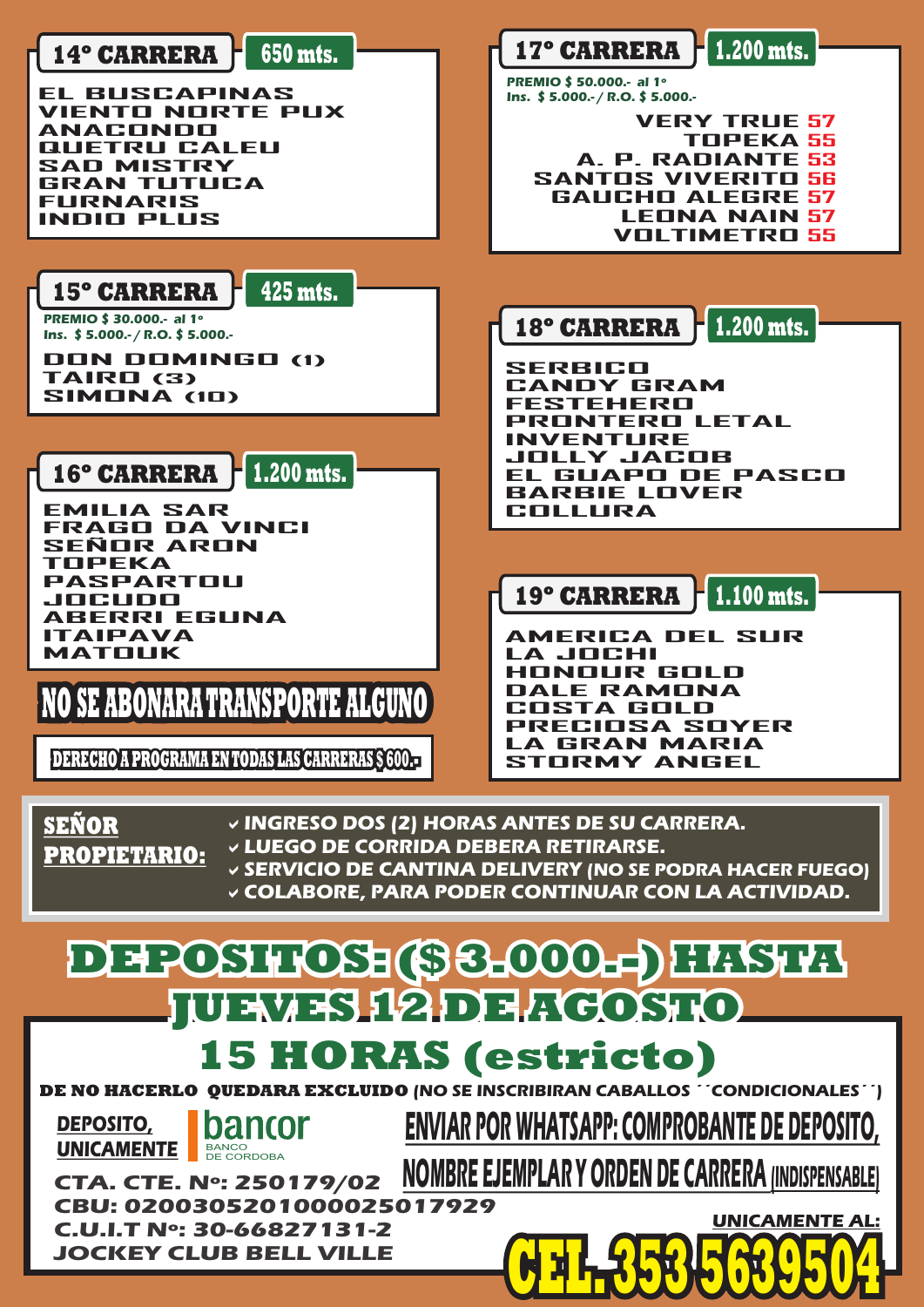## 14° CARRERA — 650 mts.

EL BUSCAPINAS
VIENTO NORTE PUX
ANACONDO
QUETRU CALEU
SAD MISTRY
GRAN TUTUCA
FURNARIS
INDIO PLUS

## 15° CARRERA — 425 mts.

**PREMIO $ 30.000.- al 1°**
**Ins. $ 5.000.- / R.O. $ 5.000.-**

DON DOMINGO (1)
TAIRO (3)
SIMONA (10)

## 16° CARRERA — 1.200 mts.

EMILIA SAR
FRAGO DA VINCI
SEÑOR ARON
TOPEKA
PASPARTOU
JOCUDO
ABERRI EGUNA
ITAIPAVA
MATOUK

**NO SE ABONARA TRANSPORTE ALGUNO**

**DERECHO A PROGRAMA EN TODAS LAS CARRERAS $ 600.-**

## 17° CARRERA — 1.200 mts.

**PREMIO $ 50.000.- al 1°**
**Ins. $ 5.000.- / R.O. $ 5.000.-**

VERY TRUE 57
TOPEKA 55
A. P. RADIANTE 53
SANTOS VIVERITO 56
GAUCHO ALEGRE 57
LEONA NAIN 57
VOLTIMETRO 55

## 18° CARRERA — 1.200 mts.

SERBICO
CANDY GRAM
FESTEHERO
PRONTERO LETAL
INVENTURE
JOLLY JACOB
EL GUAPO DE PASCO
BARBIE LOVER
COLLURA

## 19° CARRERA — 1.100 mts.

AMERICA DEL SUR
LA JOCHI
HONOUR GOLD
DALE RAMONA
COSTA GOLD
PRECIOSA SOYER
LA GRAN MARIA
STORMY ANGEL

**SEÑOR PROPIETARIO:**

- INGRESO DOS (2) HORAS ANTES DE SU CARRERA.
- LUEGO DE CORRIDA DEBERA RETIRARSE.
- SERVICIO DE CANTINA DELIVERY (NO SE PODRA HACER FUEGO)
- COLABORE, PARA PODER CONTINUAR CON LA ACTIVIDAD.

# DEPOSITOS: ($ 3.000.-) HASTA JUEVES 12 DE AGOSTO 15 HORAS (estricto)

**DE NO HACERLO QUEDARA EXCLUIDO** (NO SE INSCRIBIRAN CABALLOS ´´CONDICIONALES´´)

**DEPOSITO, UNICAMENTE** bancor BANCO DE CORDOBA

**CTA. CTE. N°: 250179/02**
**CBU: 0200305201000025017929**
**C.U.I.T N°: 30-66827131-2**
**JOCKEY CLUB BELL VILLE**

**ENVIAR POR WHATSAPP: COMPROBANTE DE DEPOSITO, NOMBRE EJEMPLAR Y ORDEN DE CARRERA (INDISPENSABLE)**

**UNICAMENTE AL:**

**CEL. 353 5639504**